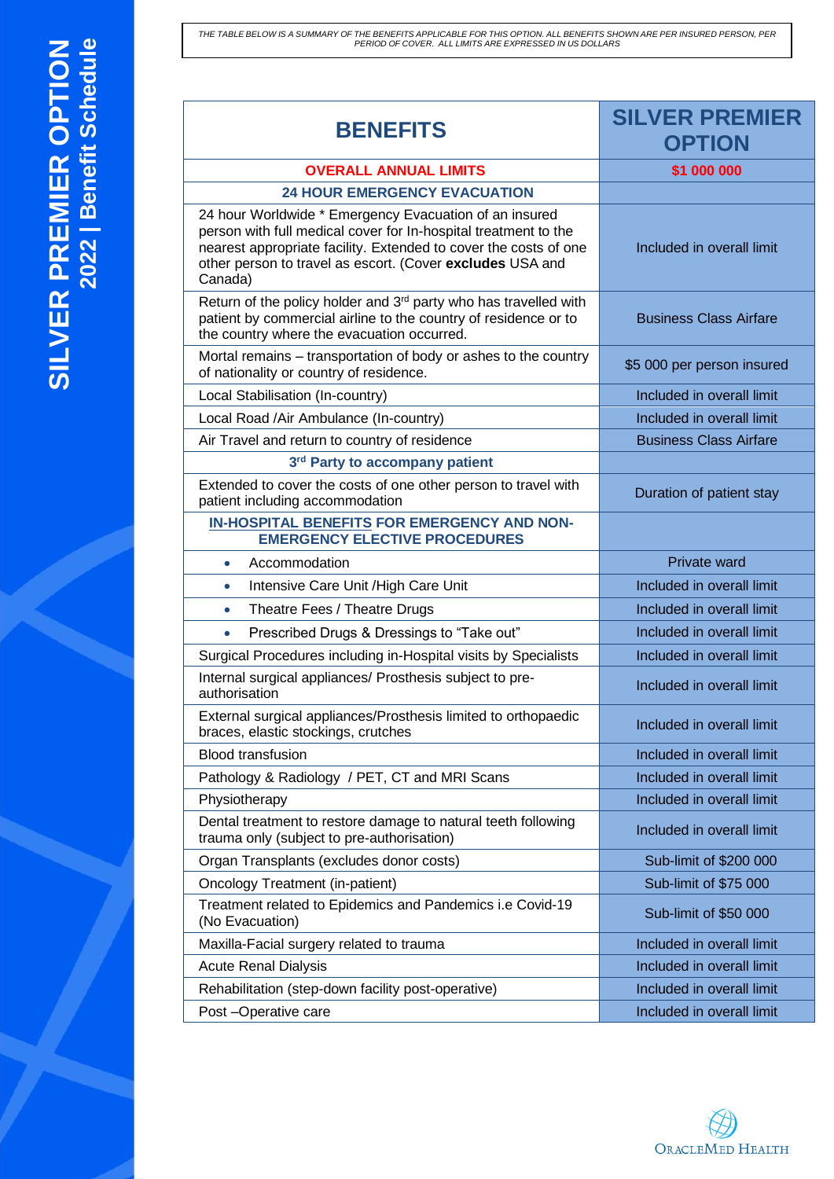# SILVER PREMIER OPTION

## 2022 | Benefit Schedule

*THE TABLE BELOW IS A SUMMARY OF THE BENEFITS APPLICABLE FOR THIS OPTION. ALL BENEFITS SHOWN ARE PER INSURED PERSON, PER PERIOD OF COVER. ALL LIMITS ARE EXPRESSED IN US DOLLARS*

| BENEFITS | SILVER PREMIER OPTION |
|---|---|
| **OVERALL ANNUAL LIMITS** | **$1 000 000** |
| **24 HOUR EMERGENCY EVACUATION** | |
| 24 hour Worldwide * Emergency Evacuation of an insured person with full medical cover for In-hospital treatment to the nearest appropriate facility. Extended to cover the costs of one other person to travel as escort. (Cover **excludes** USA and Canada) | Included in overall limit |
| Return of the policy holder and 3rd party who has travelled with patient by commercial airline to the country of residence or to the country where the evacuation occurred. | Business Class Airfare |
| Mortal remains – transportation of body or ashes to the country of nationality or country of residence. | $5 000 per person insured |
| Local Stabilisation (In-country) | Included in overall limit |
| Local Road /Air Ambulance (In-country) | Included in overall limit |
| Air Travel and return to country of residence | Business Class Airfare |
| **3rd Party to accompany patient** | |
| Extended to cover the costs of one other person to travel with patient including accommodation | Duration of patient stay |
| **IN-HOSPITAL BENEFITS FOR EMERGENCY AND NON-EMERGENCY ELECTIVE PROCEDURES** | |
| • Accommodation | Private ward |
| • Intensive Care Unit /High Care Unit | Included in overall limit |
| • Theatre Fees / Theatre Drugs | Included in overall limit |
| • Prescribed Drugs & Dressings to "Take out" | Included in overall limit |
| Surgical Procedures including in-Hospital visits by Specialists | Included in overall limit |
| Internal surgical appliances/ Prosthesis subject to pre-authorisation | Included in overall limit |
| External surgical appliances/Prosthesis limited to orthopaedic braces, elastic stockings, crutches | Included in overall limit |
| Blood transfusion | Included in overall limit |
| Pathology & Radiology / PET, CT and MRI Scans | Included in overall limit |
| Physiotherapy | Included in overall limit |
| Dental treatment to restore damage to natural teeth following trauma only (subject to pre-authorisation) | Included in overall limit |
| Organ Transplants (excludes donor costs) | Sub-limit of $200 000 |
| Oncology Treatment (in-patient) | Sub-limit of $75 000 |
| Treatment related to Epidemics and Pandemics i.e Covid-19 (No Evacuation) | Sub-limit of $50 000 |
| Maxilla-Facial surgery related to trauma | Included in overall limit |
| Acute Renal Dialysis | Included in overall limit |
| Rehabilitation (step-down facility post-operative) | Included in overall limit |
| Post –Operative care | Included in overall limit |

ORACLEMED HEALTH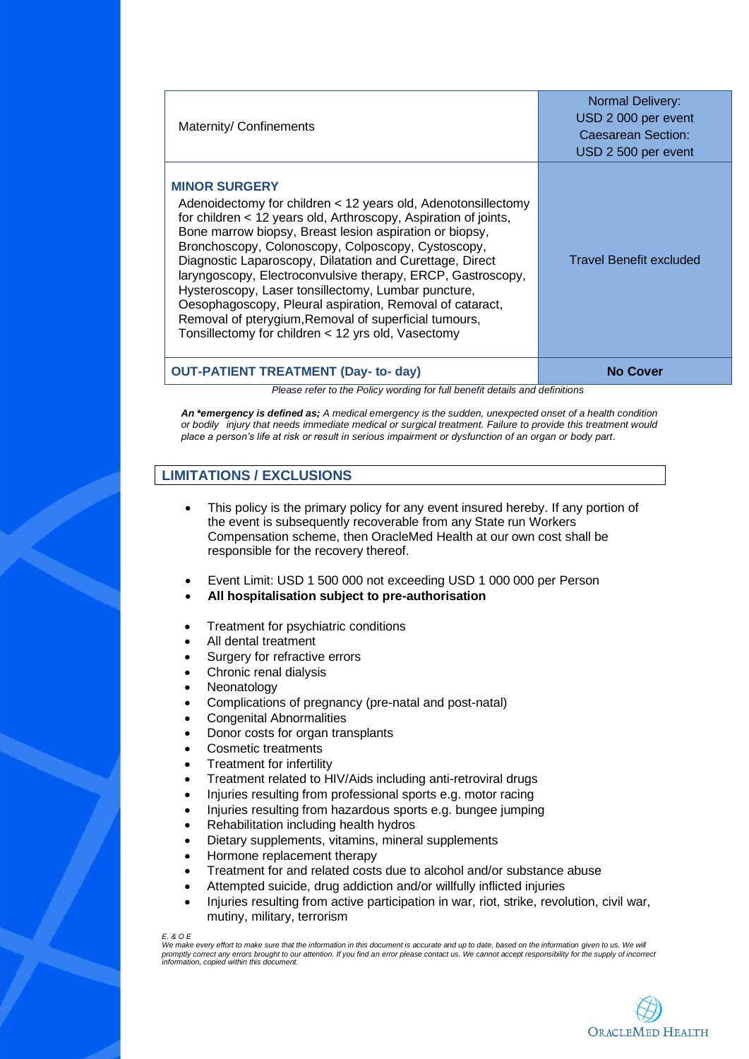| | |
|---|---|
| Maternity/ Confinements | Normal Delivery: USD 2 000 per event Caesarean Section: USD 2 500 per event |
| **MINOR SURGERY** Adenoidectomy for children < 12 years old, Adenotonsillectomy for children < 12 years old, Arthroscopy, Aspiration of joints, Bone marrow biopsy, Breast lesion aspiration or biopsy, Bronchoscopy, Colonoscopy, Colposcopy, Cystoscopy, Diagnostic Laparoscopy, Dilatation and Curettage, Direct laryngoscopy, Electroconvulsive therapy, ERCP, Gastroscopy, Hysteroscopy, Laser tonsillectomy, Lumbar puncture, Oesophagoscopy, Pleural aspiration, Removal of cataract, Removal of pterygium,Removal of superficial tumours, Tonsillectomy for children < 12 yrs old, Vasectomy | Travel Benefit excluded |
| **OUT-PATIENT TREATMENT (Day- to- day)** | **No Cover** |

*Please refer to the Policy wording for full benefit details and definitions*

***An \*emergency is defined as;*** *A medical emergency is the sudden, unexpected onset of a health condition or bodily injury that needs immediate medical or surgical treatment. Failure to provide this treatment would place a person's life at risk or result in serious impairment or dysfunction of an organ or body part.*

## LIMITATIONS / EXCLUSIONS

- This policy is the primary policy for any event insured hereby. If any portion of the event is subsequently recoverable from any State run Workers Compensation scheme, then OracleMed Health at our own cost shall be responsible for the recovery thereof.

- Event Limit: USD 1 500 000 not exceeding USD 1 000 000 per Person
- **All hospitalisation subject to pre-authorisation**

- Treatment for psychiatric conditions
- All dental treatment
- Surgery for refractive errors
- Chronic renal dialysis
- Neonatology
- Complications of pregnancy (pre-natal and post-natal)
- Congenital Abnormalities
- Donor costs for organ transplants
- Cosmetic treatments
- Treatment for infertility
- Treatment related to HIV/Aids including anti-retroviral drugs
- Injuries resulting from professional sports e.g. motor racing
- Injuries resulting from hazardous sports e.g. bungee jumping
- Rehabilitation including health hydros
- Dietary supplements, vitamins, mineral supplements
- Hormone replacement therapy
- Treatment for and related costs due to alcohol and/or substance abuse
- Attempted suicide, drug addiction and/or willfully inflicted injuries
- Injuries resulting from active participation in war, riot, strike, revolution, civil war, mutiny, military, terrorism

*E. & O E*
*We make every effort to make sure that the information in this document is accurate and up to date, based on the information given to us. We will promptly correct any errors brought to our attention. If you find an error please contact us. We cannot accept responsibility for the supply of incorrect information, copied within this document.*

ORACLEMED HEALTH